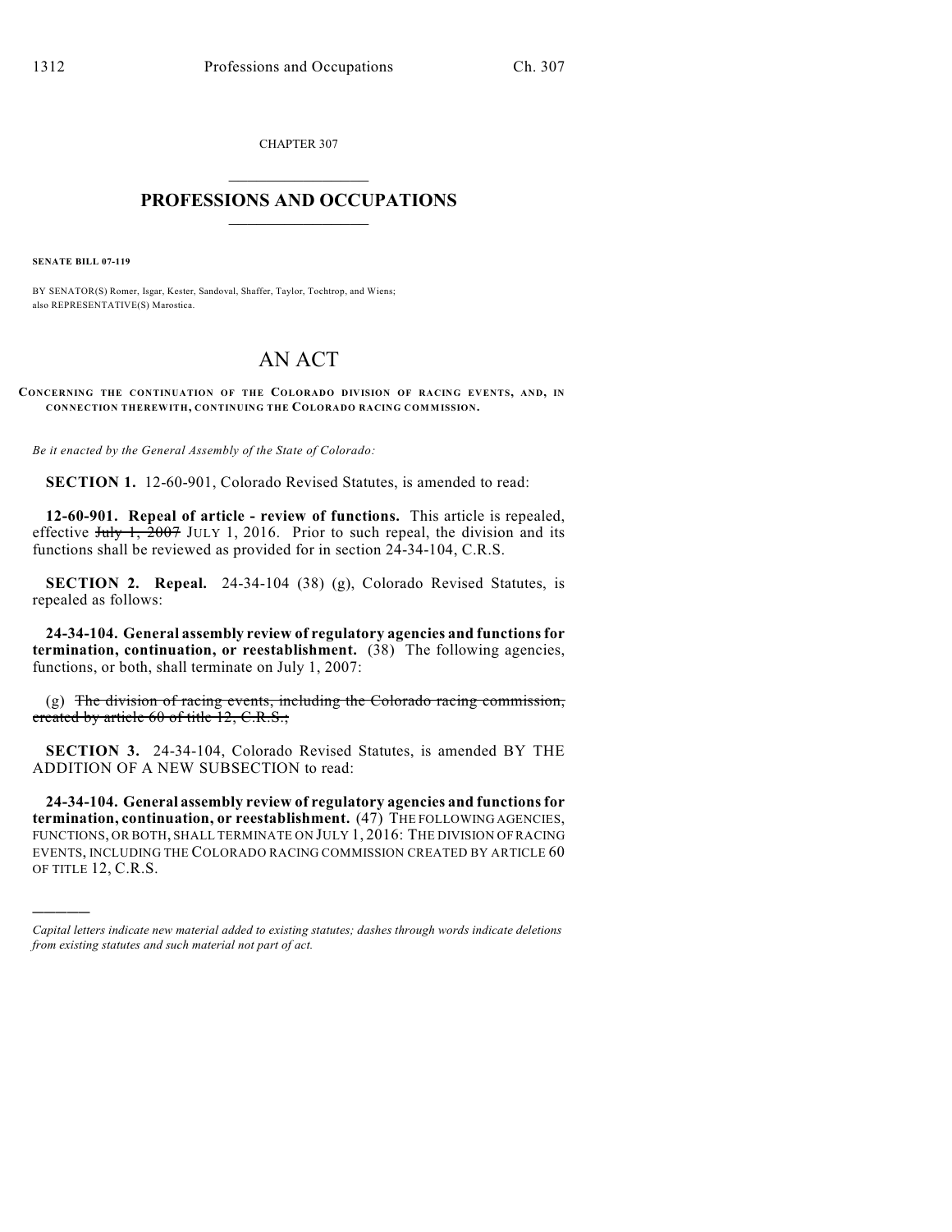CHAPTER 307

# PROFESSIONS AND OCCUPATIONS

**SENATE BILL 07-119**

BY SENATOR(S) Romer, Isgar, Kester, Sandoval, Shaffer, Taylor, Tochtrop, and Wiens;
also REPRESENTATIVE(S) Marostica.

# AN ACT

**CONCERNING THE CONTINUATION OF THE COLORADO DIVISION OF RACING EVENTS, AND, IN CONNECTION THEREWITH, CONTINUING THE COLORADO RACING COMMISSION.**

*Be it enacted by the General Assembly of the State of Colorado:*

**SECTION 1.** 12-60-901, Colorado Revised Statutes, is amended to read:

**12-60-901. Repeal of article - review of functions.** This article is repealed, effective ~~July 1, 2007~~ JULY 1, 2016. Prior to such repeal, the division and its functions shall be reviewed as provided for in section 24-34-104, C.R.S.

**SECTION 2. Repeal.** 24-34-104 (38) (g), Colorado Revised Statutes, is repealed as follows:

**24-34-104. General assembly review of regulatory agencies and functions for termination, continuation, or reestablishment.** (38) The following agencies, functions, or both, shall terminate on July 1, 2007:

(g) ~~The division of racing events, including the Colorado racing commission, created by article 60 of title 12, C.R.S.;~~

**SECTION 3.** 24-34-104, Colorado Revised Statutes, is amended BY THE ADDITION OF A NEW SUBSECTION to read:

**24-34-104. General assembly review of regulatory agencies and functions for termination, continuation, or reestablishment.** (47) THE FOLLOWING AGENCIES, FUNCTIONS, OR BOTH, SHALL TERMINATE ON JULY 1, 2016: THE DIVISION OF RACING EVENTS, INCLUDING THE COLORADO RACING COMMISSION CREATED BY ARTICLE 60 OF TITLE 12, C.R.S.

---

*Capital letters indicate new material added to existing statutes; dashes through words indicate deletions from existing statutes and such material not part of act.*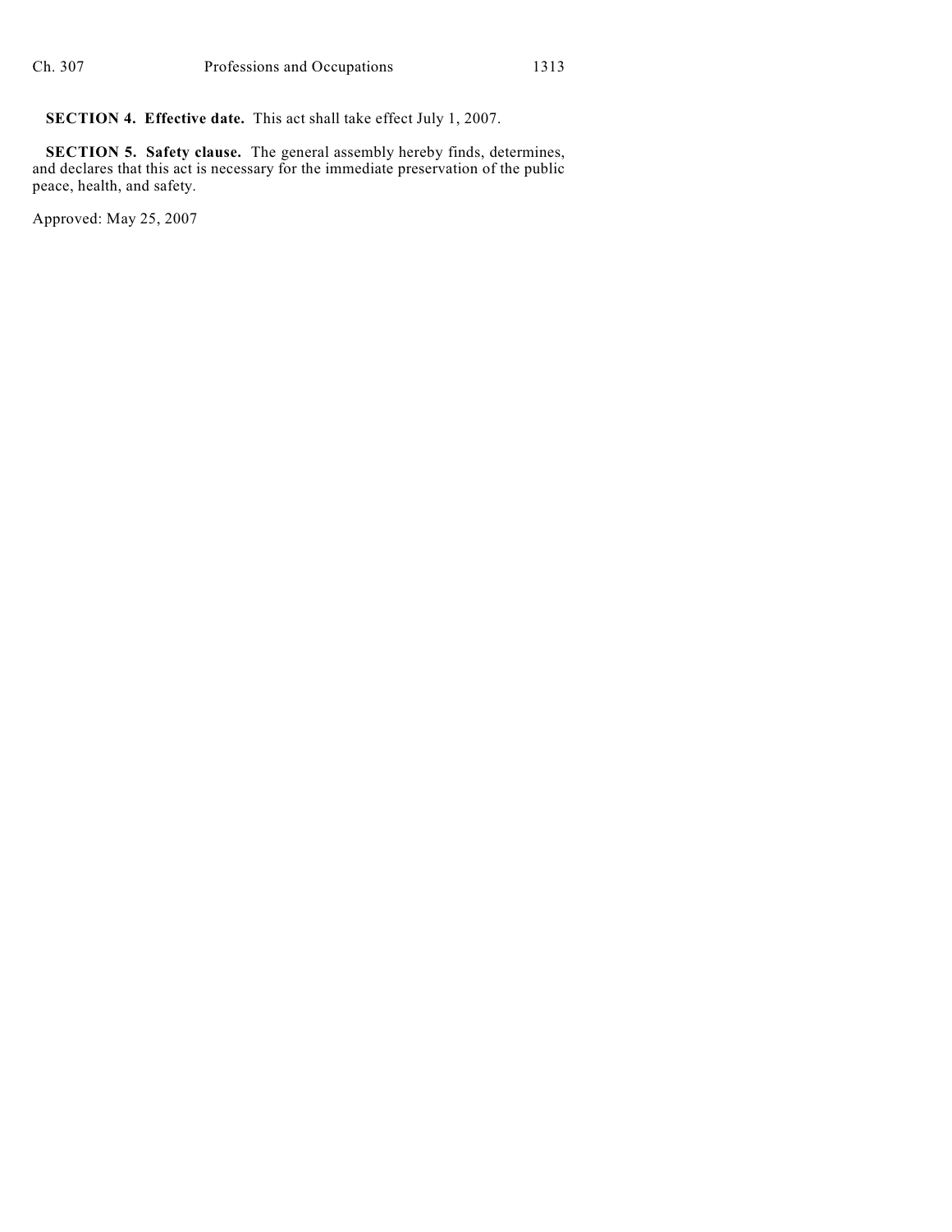**SECTION 4. Effective date.** This act shall take effect July 1, 2007.

**SECTION 5. Safety clause.** The general assembly hereby finds, determines, and declares that this act is necessary for the immediate preservation of the public peace, health, and safety.

Approved: May 25, 2007